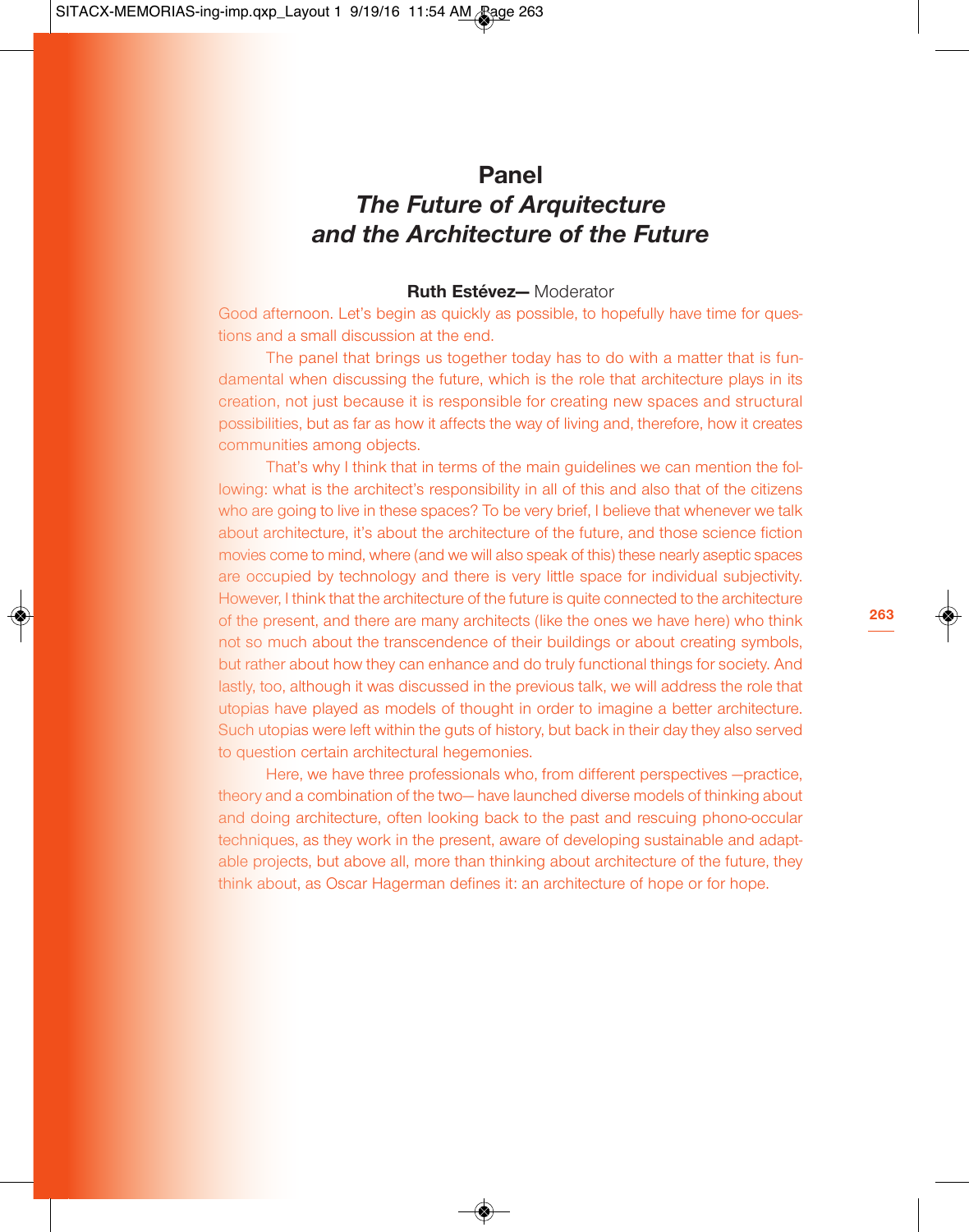# Panel
## *The Future of Arquitecture and the Architecture of the Future*

**Ruth Estévez—** Moderator

Good afternoon. Let's begin as quickly as possible, to hopefully have time for questions and a small discussion at the end.

The panel that brings us together today has to do with a matter that is fundamental when discussing the future, which is the role that architecture plays in its creation, not just because it is responsible for creating new spaces and structural possibilities, but as far as how it affects the way of living and, therefore, how it creates communities among objects.

That's why I think that in terms of the main guidelines we can mention the following: what is the architect's responsibility in all of this and also that of the citizens who are going to live in these spaces? To be very brief, I believe that whenever we talk about architecture, it's about the architecture of the future, and those science fiction movies come to mind, where (and we will also speak of this) these nearly aseptic spaces are occupied by technology and there is very little space for individual subjectivity. However, I think that the architecture of the future is quite connected to the architecture of the present, and there are many architects (like the ones we have here) who think not so much about the transcendence of their buildings or about creating symbols, but rather about how they can enhance and do truly functional things for society. And lastly, too, although it was discussed in the previous talk, we will address the role that utopias have played as models of thought in order to imagine a better architecture. Such utopias were left within the guts of history, but back in their day they also served to question certain architectural hegemonies.

Here, we have three professionals who, from different perspectives —practice, theory and a combination of the two— have launched diverse models of thinking about and doing architecture, often looking back to the past and rescuing phono-occular techniques, as they work in the present, aware of developing sustainable and adaptable projects, but above all, more than thinking about architecture of the future, they think about, as Oscar Hagerman defines it: an architecture of hope or for hope.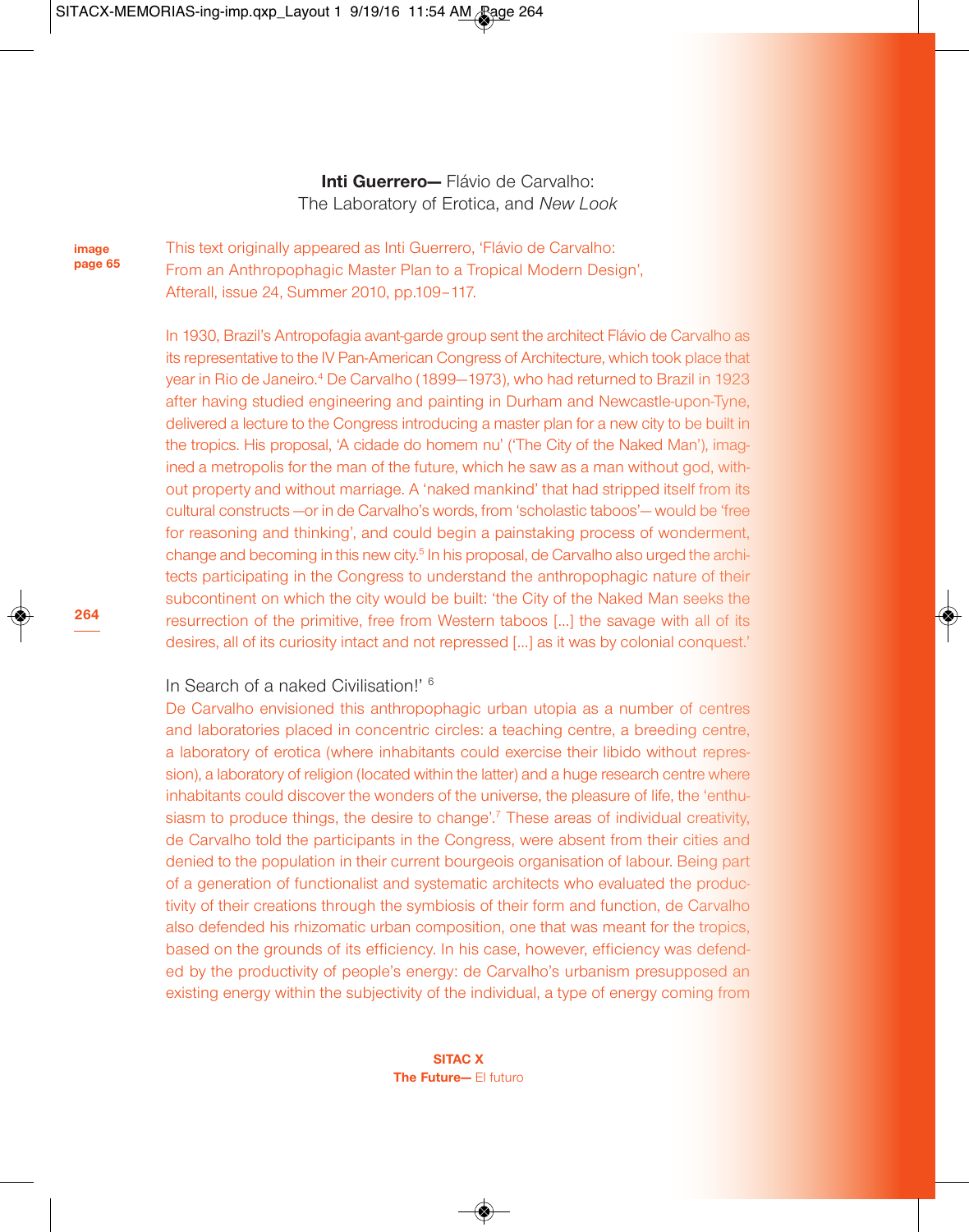**Inti Guerrero—** Flávio de Carvalho:
The Laboratory of Erotica, and *New Look*

**image page 65**

This text originally appeared as Inti Guerrero, 'Flávio de Carvalho: From an Anthropophagic Master Plan to a Tropical Modern Design', Afterall, issue 24, Summer 2010, pp.109–117.

In 1930, Brazil's Antropofagia avant-garde group sent the architect Flávio de Carvalho as its representative to the IV Pan-American Congress of Architecture, which took place that year in Rio de Janeiro.[4] De Carvalho (1899—1973), who had returned to Brazil in 1923 after having studied engineering and painting in Durham and Newcastle-upon-Tyne, delivered a lecture to the Congress introducing a master plan for a new city to be built in the tropics. His proposal, 'A cidade do homem nu' ('The City of the Naked Man'), imagined a metropolis for the man of the future, which he saw as a man without god, without property and without marriage. A 'naked mankind' that had stripped itself from its cultural constructs —or in de Carvalho's words, from 'scholastic taboos'— would be 'free for reasoning and thinking', and could begin a painstaking process of wonderment, change and becoming in this new city.[5] In his proposal, de Carvalho also urged the architects participating in the Congress to understand the anthropophagic nature of their subcontinent on which the city would be built: 'the City of the Naked Man seeks the resurrection of the primitive, free from Western taboos [...] the savage with all of its desires, all of its curiosity intact and not repressed [...] as it was by colonial conquest.'

In Search of a naked Civilisation!' [6]

De Carvalho envisioned this anthropophagic urban utopia as a number of centres and laboratories placed in concentric circles: a teaching centre, a breeding centre, a laboratory of erotica (where inhabitants could exercise their libido without repression), a laboratory of religion (located within the latter) and a huge research centre where inhabitants could discover the wonders of the universe, the pleasure of life, the 'enthusiasm to produce things, the desire to change'.[7] These areas of individual creativity, de Carvalho told the participants in the Congress, were absent from their cities and denied to the population in their current bourgeois organisation of labour. Being part of a generation of functionalist and systematic architects who evaluated the productivity of their creations through the symbiosis of their form and function, de Carvalho also defended his rhizomatic urban composition, one that was meant for the tropics, based on the grounds of its efficiency. In his case, however, efficiency was defended by the productivity of people's energy: de Carvalho's urbanism presupposed an existing energy within the subjectivity of the individual, a type of energy coming from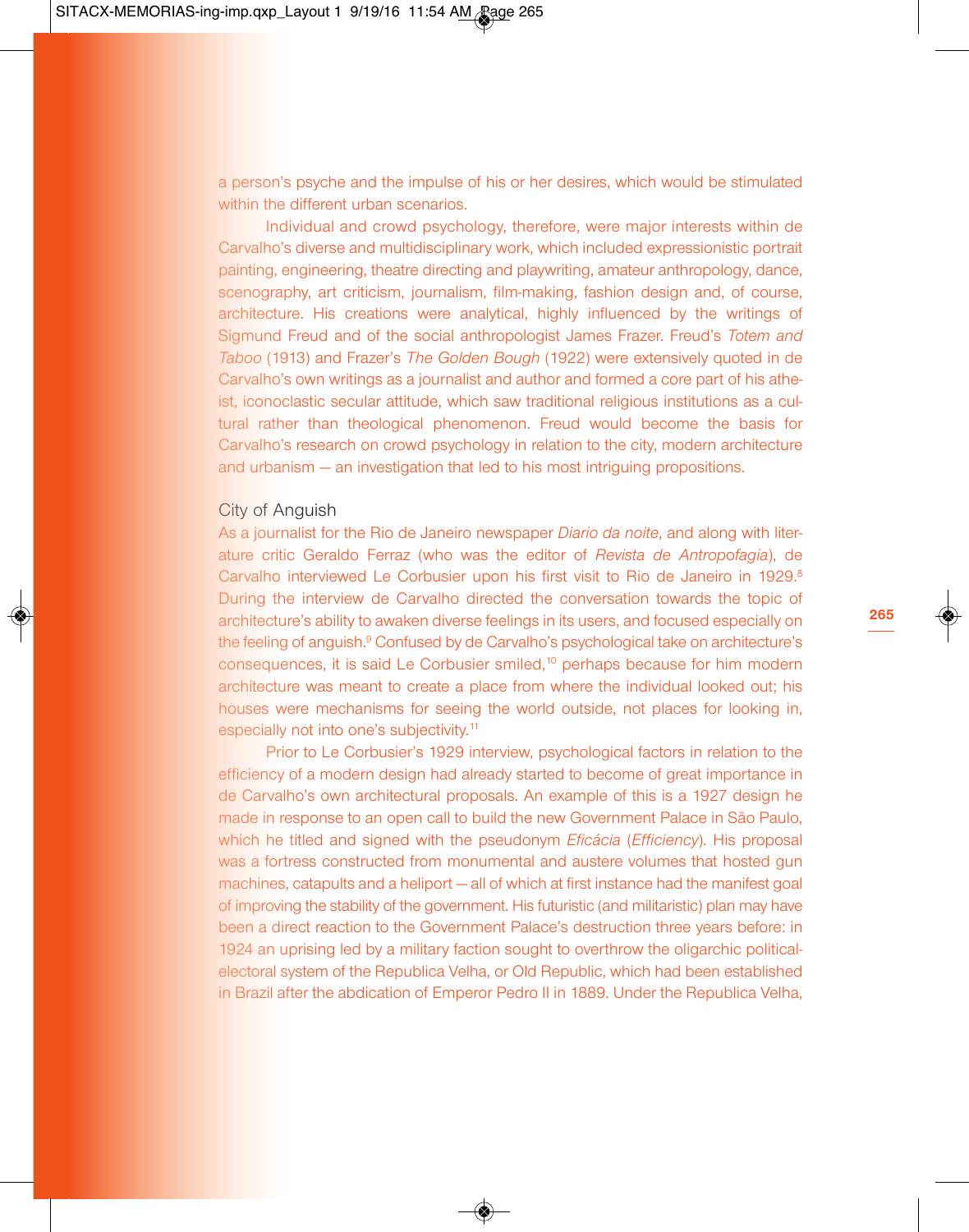a person's psyche and the impulse of his or her desires, which would be stimulated within the different urban scenarios.

Individual and crowd psychology, therefore, were major interests within de Carvalho's diverse and multidisciplinary work, which included expressionistic portrait painting, engineering, theatre directing and playwriting, amateur anthropology, dance, scenography, art criticism, journalism, film-making, fashion design and, of course, architecture. His creations were analytical, highly influenced by the writings of Sigmund Freud and of the social anthropologist James Frazer. Freud's *Totem and Taboo* (1913) and Frazer's *The Golden Bough* (1922) were extensively quoted in de Carvalho's own writings as a journalist and author and formed a core part of his atheist, iconoclastic secular attitude, which saw traditional religious institutions as a cultural rather than theological phenomenon. Freud would become the basis for Carvalho's research on crowd psychology in relation to the city, modern architecture and urbanism — an investigation that led to his most intriguing propositions.

## City of Anguish

As a journalist for the Rio de Janeiro newspaper *Diario da noite*, and along with literature critic Geraldo Ferraz (who was the editor of *Revista de Antropofagia*), de Carvalho interviewed Le Corbusier upon his first visit to Rio de Janeiro in 1929.[8] During the interview de Carvalho directed the conversation towards the topic of architecture's ability to awaken diverse feelings in its users, and focused especially on the feeling of anguish.[9] Confused by de Carvalho's psychological take on architecture's consequences, it is said Le Corbusier smiled,[10] perhaps because for him modern architecture was meant to create a place from where the individual looked out; his houses were mechanisms for seeing the world outside, not places for looking in, especially not into one's subjectivity.[11]

Prior to Le Corbusier's 1929 interview, psychological factors in relation to the efficiency of a modern design had already started to become of great importance in de Carvalho's own architectural proposals. An example of this is a 1927 design he made in response to an open call to build the new Government Palace in São Paulo, which he titled and signed with the pseudonym *Eficácia* (*Efficiency*). His proposal was a fortress constructed from monumental and austere volumes that hosted gun machines, catapults and a heliport — all of which at first instance had the manifest goal of improving the stability of the government. His futuristic (and militaristic) plan may have been a direct reaction to the Government Palace's destruction three years before: in 1924 an uprising led by a military faction sought to overthrow the oligarchic political-electoral system of the Republica Velha, or Old Republic, which had been established in Brazil after the abdication of Emperor Pedro II in 1889. Under the Republica Velha,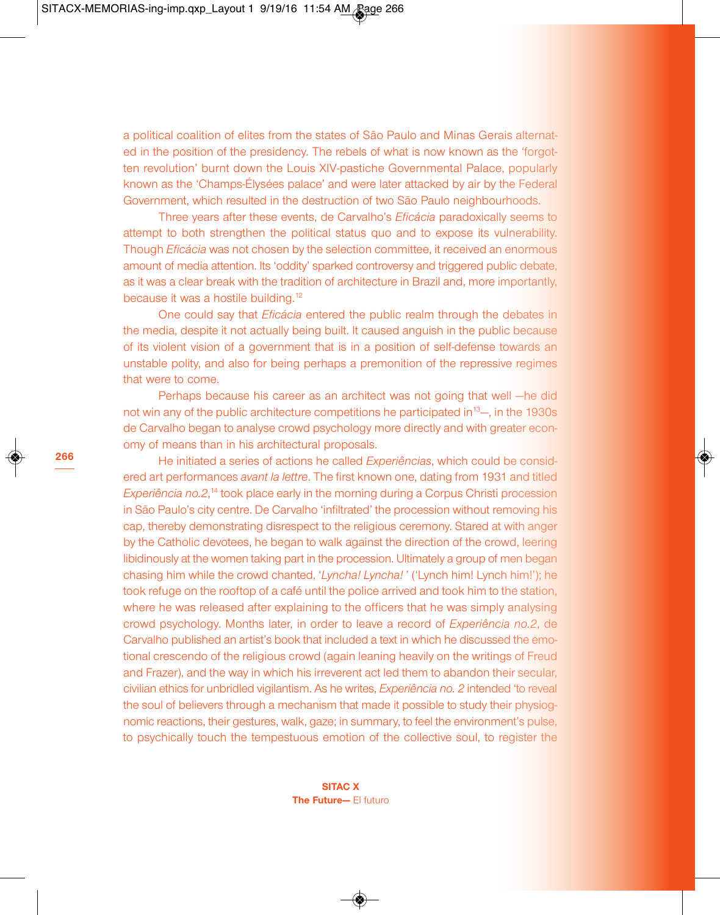a political coalition of elites from the states of São Paulo and Minas Gerais alternated in the position of the presidency. The rebels of what is now known as the 'forgotten revolution' burnt down the Louis XIV-pastiche Governmental Palace, popularly known as the 'Champs-Élysées palace' and were later attacked by air by the Federal Government, which resulted in the destruction of two São Paulo neighbourhoods.

Three years after these events, de Carvalho's *Eficácia* paradoxically seems to attempt to both strengthen the political status quo and to expose its vulnerability. Though *Eficácia* was not chosen by the selection committee, it received an enormous amount of media attention. Its 'oddity' sparked controversy and triggered public debate, as it was a clear break with the tradition of architecture in Brazil and, more importantly, because it was a hostile building.[12]

One could say that *Eficácia* entered the public realm through the debates in the media, despite it not actually being built. It caused anguish in the public because of its violent vision of a government that is in a position of self-defense towards an unstable polity, and also for being perhaps a premonition of the repressive regimes that were to come.

Perhaps because his career as an architect was not going that well —he did not win any of the public architecture competitions he participated in[13]—, in the 1930s de Carvalho began to analyse crowd psychology more directly and with greater economy of means than in his architectural proposals.

He initiated a series of actions he called *Experiências*, which could be considered art performances *avant la lettre*. The first known one, dating from 1931 and titled *Experiência no.2*,[14] took place early in the morning during a Corpus Christi procession in São Paulo's city centre. De Carvalho 'infiltrated' the procession without removing his cap, thereby demonstrating disrespect to the religious ceremony. Stared at with anger by the Catholic devotees, he began to walk against the direction of the crowd, leering libidinously at the women taking part in the procession. Ultimately a group of men began chasing him while the crowd chanted, '*Lyncha! Lyncha!*' ('Lynch him! Lynch him!'); he took refuge on the rooftop of a café until the police arrived and took him to the station, where he was released after explaining to the officers that he was simply analysing crowd psychology. Months later, in order to leave a record of *Experiência no.2*, de Carvalho published an artist's book that included a text in which he discussed the emotional crescendo of the religious crowd (again leaning heavily on the writings of Freud and Frazer), and the way in which his irreverent act led them to abandon their secular, civilian ethics for unbridled vigilantism. As he writes, *Experiência no. 2* intended 'to reveal the soul of believers through a mechanism that made it possible to study their physiognomic reactions, their gestures, walk, gaze; in summary, to feel the environment's pulse, to psychically touch the tempestuous emotion of the collective soul, to register the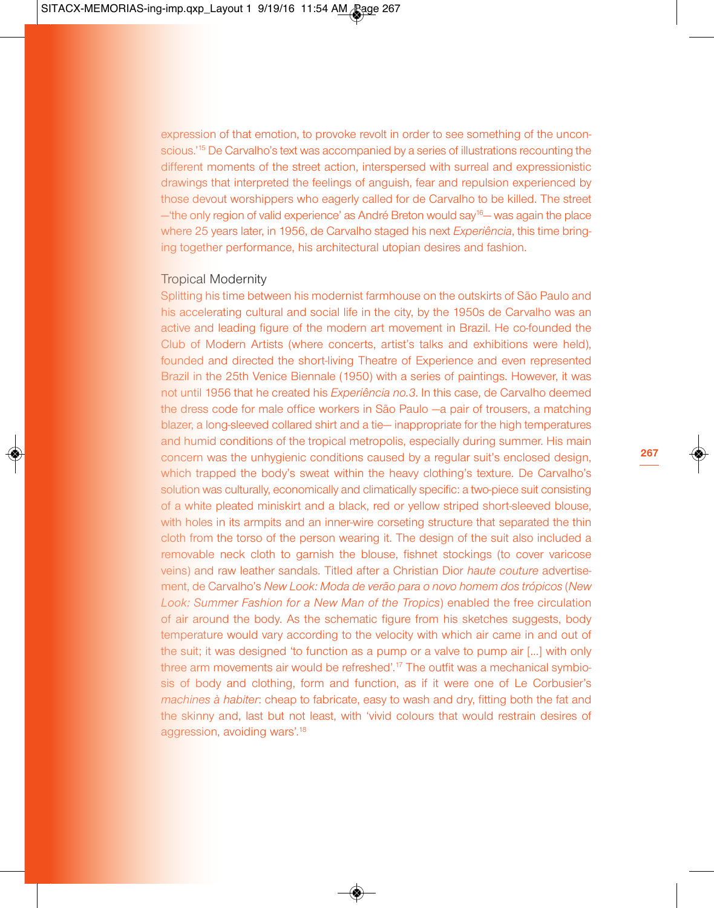expression of that emotion, to provoke revolt in order to see something of the unconscious.'[15] De Carvalho's text was accompanied by a series of illustrations recounting the different moments of the street action, interspersed with surreal and expressionistic drawings that interpreted the feelings of anguish, fear and repulsion experienced by those devout worshippers who eagerly called for de Carvalho to be killed. The street —'the only region of valid experience' as André Breton would say[16]— was again the place where 25 years later, in 1956, de Carvalho staged his next *Experiência*, this time bringing together performance, his architectural utopian desires and fashion.

## Tropical Modernity

Splitting his time between his modernist farmhouse on the outskirts of São Paulo and his accelerating cultural and social life in the city, by the 1950s de Carvalho was an active and leading figure of the modern art movement in Brazil. He co-founded the Club of Modern Artists (where concerts, artist's talks and exhibitions were held), founded and directed the short-living Theatre of Experience and even represented Brazil in the 25th Venice Biennale (1950) with a series of paintings. However, it was not until 1956 that he created his *Experiência no.3*. In this case, de Carvalho deemed the dress code for male office workers in São Paulo —a pair of trousers, a matching blazer, a long-sleeved collared shirt and a tie— inappropriate for the high temperatures and humid conditions of the tropical metropolis, especially during summer. His main concern was the unhygienic conditions caused by a regular suit's enclosed design, which trapped the body's sweat within the heavy clothing's texture. De Carvalho's solution was culturally, economically and climatically specific: a two-piece suit consisting of a white pleated miniskirt and a black, red or yellow striped short-sleeved blouse, with holes in its armpits and an inner-wire corseting structure that separated the thin cloth from the torso of the person wearing it. The design of the suit also included a removable neck cloth to garnish the blouse, fishnet stockings (to cover varicose veins) and raw leather sandals. Titled after a Christian Dior *haute couture* advertisement, de Carvalho's *New Look: Moda de verão para o novo homem dos trópicos* (*New Look: Summer Fashion for a New Man of the Tropics*) enabled the free circulation of air around the body. As the schematic figure from his sketches suggests, body temperature would vary according to the velocity with which air came in and out of the suit; it was designed 'to function as a pump or a valve to pump air [...] with only three arm movements air would be refreshed'.[17] The outfit was a mechanical symbiosis of body and clothing, form and function, as if it were one of Le Corbusier's *machines à habiter*: cheap to fabricate, easy to wash and dry, fitting both the fat and the skinny and, last but not least, with 'vivid colours that would restrain desires of aggression, avoiding wars'.[18]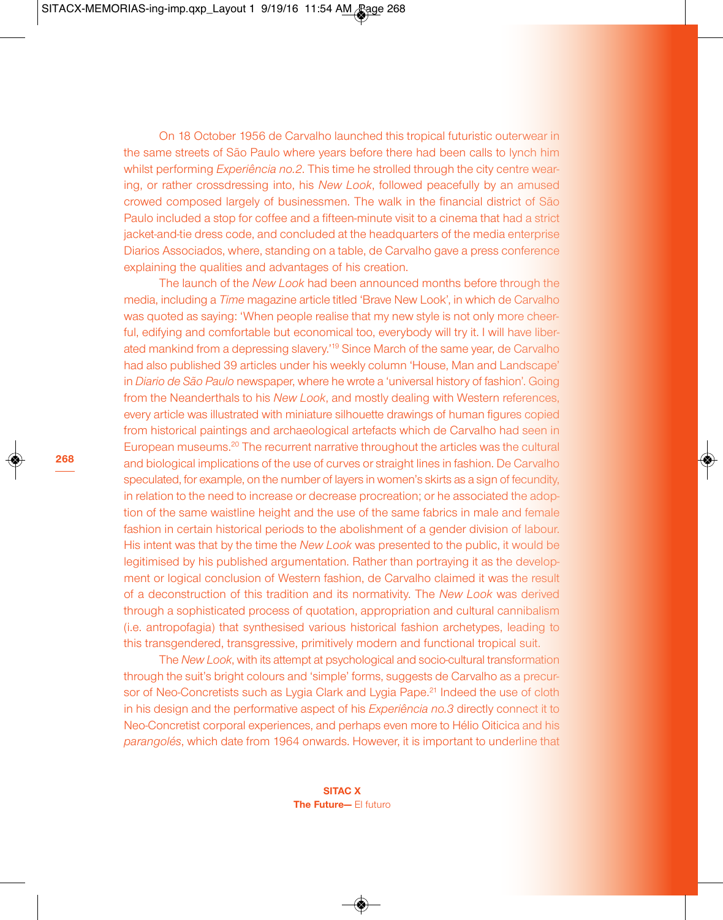On 18 October 1956 de Carvalho launched this tropical futuristic outerwear in the same streets of São Paulo where years before there had been calls to lynch him whilst performing *Experiência no.2*. This time he strolled through the city centre wearing, or rather crossdressing into, his *New Look*, followed peacefully by an amused crowed composed largely of businessmen. The walk in the financial district of São Paulo included a stop for coffee and a fifteen-minute visit to a cinema that had a strict jacket-and-tie dress code, and concluded at the headquarters of the media enterprise Diarios Associados, where, standing on a table, de Carvalho gave a press conference explaining the qualities and advantages of his creation.

The launch of the *New Look* had been announced months before through the media, including a *Time* magazine article titled 'Brave New Look', in which de Carvalho was quoted as saying: 'When people realise that my new style is not only more cheerful, edifying and comfortable but economical too, everybody will try it. I will have liberated mankind from a depressing slavery.'[19] Since March of the same year, de Carvalho had also published 39 articles under his weekly column 'House, Man and Landscape' in *Diario de São Paulo* newspaper, where he wrote a 'universal history of fashion'. Going from the Neanderthals to his *New Look*, and mostly dealing with Western references, every article was illustrated with miniature silhouette drawings of human figures copied from historical paintings and archaeological artefacts which de Carvalho had seen in European museums.[20] The recurrent narrative throughout the articles was the cultural and biological implications of the use of curves or straight lines in fashion. De Carvalho speculated, for example, on the number of layers in women's skirts as a sign of fecundity, in relation to the need to increase or decrease procreation; or he associated the adoption of the same waistline height and the use of the same fabrics in male and female fashion in certain historical periods to the abolishment of a gender division of labour. His intent was that by the time the *New Look* was presented to the public, it would be legitimised by his published argumentation. Rather than portraying it as the development or logical conclusion of Western fashion, de Carvalho claimed it was the result of a deconstruction of this tradition and its normativity. The *New Look* was derived through a sophisticated process of quotation, appropriation and cultural cannibalism (i.e. antropofagia) that synthesised various historical fashion archetypes, leading to this transgendered, transgressive, primitively modern and functional tropical suit.

The *New Look*, with its attempt at psychological and socio-cultural transformation through the suit's bright colours and 'simple' forms, suggests de Carvalho as a precursor of Neo-Concretists such as Lygia Clark and Lygia Pape.[21] Indeed the use of cloth in his design and the performative aspect of his *Experiência no.3* directly connect it to Neo-Concretist corporal experiences, and perhaps even more to Hélio Oiticica and his *parangolés*, which date from 1964 onwards. However, it is important to underline that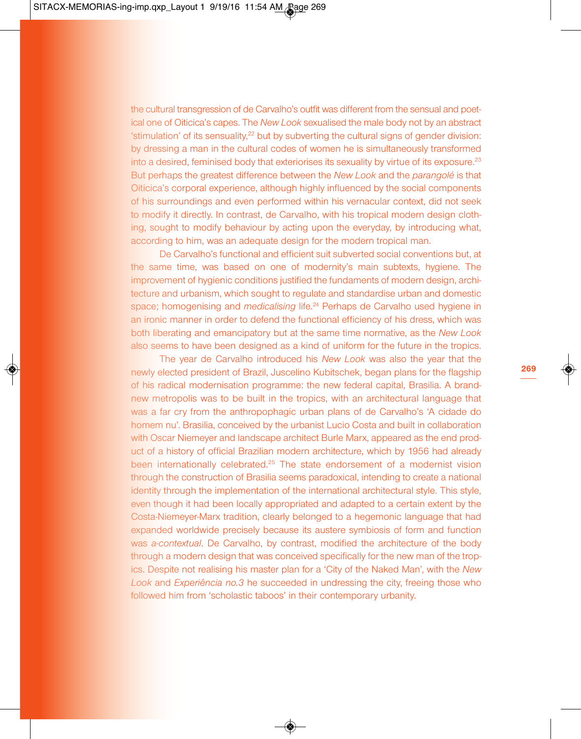the cultural transgression of de Carvalho's outfit was different from the sensual and poetical one of Oiticica's capes. The *New Look* sexualised the male body not by an abstract 'stimulation' of its sensuality,[22] but by subverting the cultural signs of gender division: by dressing a man in the cultural codes of women he is simultaneously transformed into a desired, feminised body that exteriorises its sexuality by virtue of its exposure.[23] But perhaps the greatest difference between the *New Look* and the *parangolé* is that Oiticica's corporal experience, although highly influenced by the social components of his surroundings and even performed within his vernacular context, did not seek to modify it directly. In contrast, de Carvalho, with his tropical modern design clothing, sought to modify behaviour by acting upon the everyday, by introducing what, according to him, was an adequate design for the modern tropical man.

De Carvalho's functional and efficient suit subverted social conventions but, at the same time, was based on one of modernity's main subtexts, hygiene. The improvement of hygienic conditions justified the fundaments of modern design, architecture and urbanism, which sought to regulate and standardise urban and domestic space; homogenising and *medicalising* life.[24] Perhaps de Carvalho used hygiene in an ironic manner in order to defend the functional efficiency of his dress, which was both liberating and emancipatory but at the same time normative, as the *New Look* also seems to have been designed as a kind of uniform for the future in the tropics.

The year de Carvalho introduced his *New Look* was also the year that the newly elected president of Brazil, Juscelino Kubitschek, began plans for the flagship of his radical modernisation programme: the new federal capital, Brasilia. A brand-new metropolis was to be built in the tropics, with an architectural language that was a far cry from the anthropophagic urban plans of de Carvalho's 'A cidade do homem nu'. Brasilia, conceived by the urbanist Lucio Costa and built in collaboration with Oscar Niemeyer and landscape architect Burle Marx, appeared as the end product of a history of official Brazilian modern architecture, which by 1956 had already been internationally celebrated.[25] The state endorsement of a modernist vision through the construction of Brasilia seems paradoxical, intending to create a national identity through the implementation of the international architectural style. This style, even though it had been locally appropriated and adapted to a certain extent by the Costa-Niemeyer-Marx tradition, clearly belonged to a hegemonic language that had expanded worldwide precisely because its austere symbiosis of form and function was *a-contextual*. De Carvalho, by contrast, modified the architecture of the body through a modern design that was conceived specifically for the new man of the tropics. Despite not realising his master plan for a 'City of the Naked Man', with the *New Look* and *Experiência no.3* he succeeded in undressing the city, freeing those who followed him from 'scholastic taboos' in their contemporary urbanity.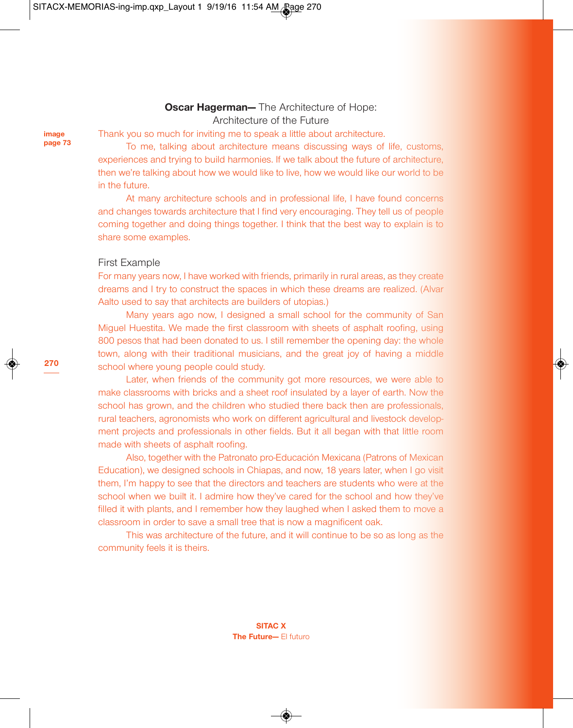## **Oscar Hagerman—** The Architecture of Hope: Architecture of the Future

**image page 73**

Thank you so much for inviting me to speak a little about architecture.

To me, talking about architecture means discussing ways of life, customs, experiences and trying to build harmonies. If we talk about the future of architecture, then we're talking about how we would like to live, how we would like our world to be in the future.

At many architecture schools and in professional life, I have found concerns and changes towards architecture that I find very encouraging. They tell us of people coming together and doing things together. I think that the best way to explain is to share some examples.

### First Example

For many years now, I have worked with friends, primarily in rural areas, as they create dreams and I try to construct the spaces in which these dreams are realized. (Alvar Aalto used to say that architects are builders of utopias.)

Many years ago now, I designed a small school for the community of San Miguel Huestita. We made the first classroom with sheets of asphalt roofing, using 800 pesos that had been donated to us. I still remember the opening day: the whole town, along with their traditional musicians, and the great joy of having a middle school where young people could study.

Later, when friends of the community got more resources, we were able to make classrooms with bricks and a sheet roof insulated by a layer of earth. Now the school has grown, and the children who studied there back then are professionals, rural teachers, agronomists who work on different agricultural and livestock development projects and professionals in other fields. But it all began with that little room made with sheets of asphalt roofing.

Also, together with the Patronato pro-Educación Mexicana (Patrons of Mexican Education), we designed schools in Chiapas, and now, 18 years later, when I go visit them, I'm happy to see that the directors and teachers are students who were at the school when we built it. I admire how they've cared for the school and how they've filled it with plants, and I remember how they laughed when I asked them to move a classroom in order to save a small tree that is now a magnificent oak.

This was architecture of the future, and it will continue to be so as long as the community feels it is theirs.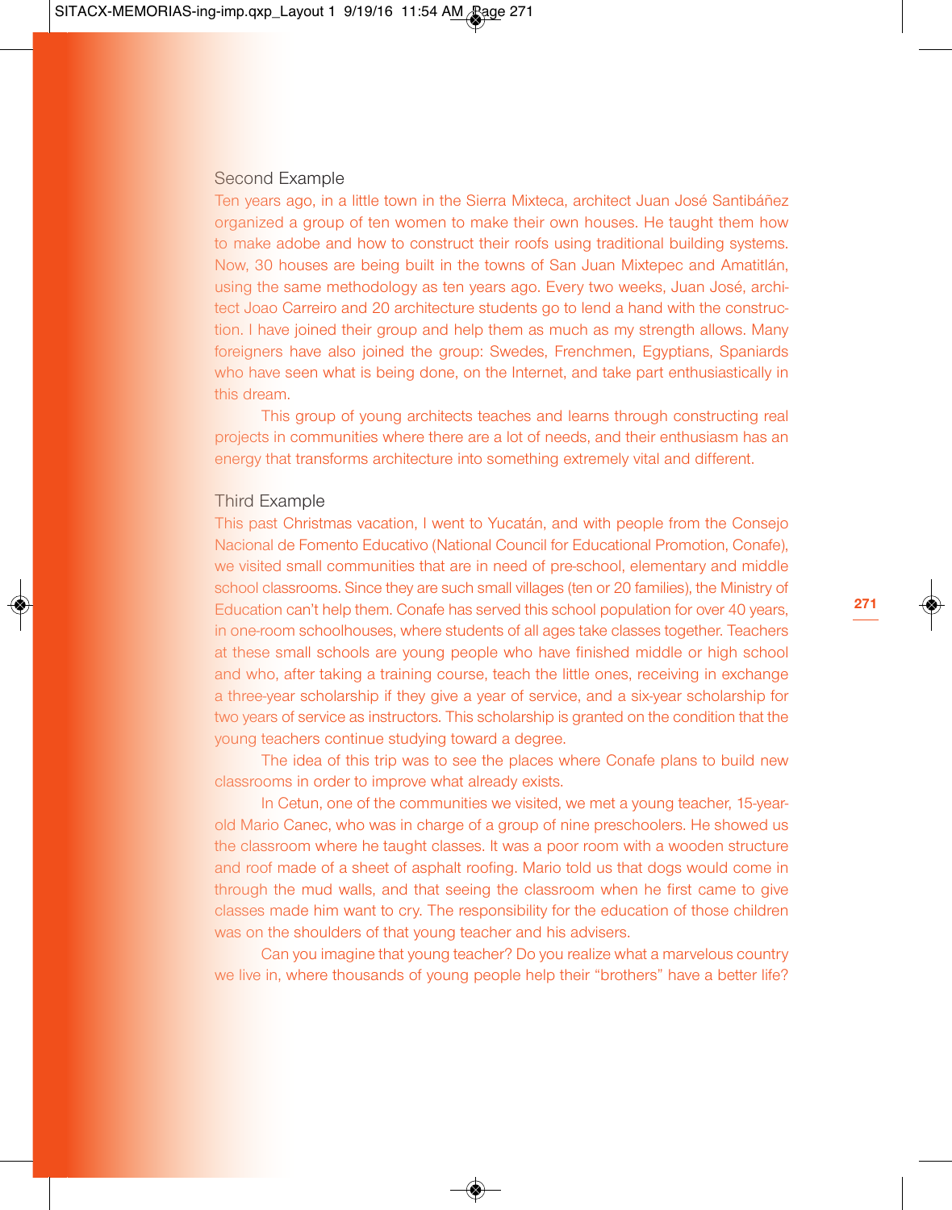### Second Example

Ten years ago, in a little town in the Sierra Mixteca, architect Juan José Santibáñez organized a group of ten women to make their own houses. He taught them how to make adobe and how to construct their roofs using traditional building systems. Now, 30 houses are being built in the towns of San Juan Mixtepec and Amatitlán, using the same methodology as ten years ago. Every two weeks, Juan José, architect Joao Carreiro and 20 architecture students go to lend a hand with the construction. I have joined their group and help them as much as my strength allows. Many foreigners have also joined the group: Swedes, Frenchmen, Egyptians, Spaniards who have seen what is being done, on the Internet, and take part enthusiastically in this dream.

This group of young architects teaches and learns through constructing real projects in communities where there are a lot of needs, and their enthusiasm has an energy that transforms architecture into something extremely vital and different.

### Third Example

This past Christmas vacation, I went to Yucatán, and with people from the Consejo Nacional de Fomento Educativo (National Council for Educational Promotion, Conafe), we visited small communities that are in need of pre-school, elementary and middle school classrooms. Since they are such small villages (ten or 20 families), the Ministry of Education can't help them. Conafe has served this school population for over 40 years, in one-room schoolhouses, where students of all ages take classes together. Teachers at these small schools are young people who have finished middle or high school and who, after taking a training course, teach the little ones, receiving in exchange a three-year scholarship if they give a year of service, and a six-year scholarship for two years of service as instructors. This scholarship is granted on the condition that the young teachers continue studying toward a degree.

The idea of this trip was to see the places where Conafe plans to build new classrooms in order to improve what already exists.

In Cetun, one of the communities we visited, we met a young teacher, 15-year-old Mario Canec, who was in charge of a group of nine preschoolers. He showed us the classroom where he taught classes. It was a poor room with a wooden structure and roof made of a sheet of asphalt roofing. Mario told us that dogs would come in through the mud walls, and that seeing the classroom when he first came to give classes made him want to cry. The responsibility for the education of those children was on the shoulders of that young teacher and his advisers.

Can you imagine that young teacher? Do you realize what a marvelous country we live in, where thousands of young people help their "brothers" have a better life?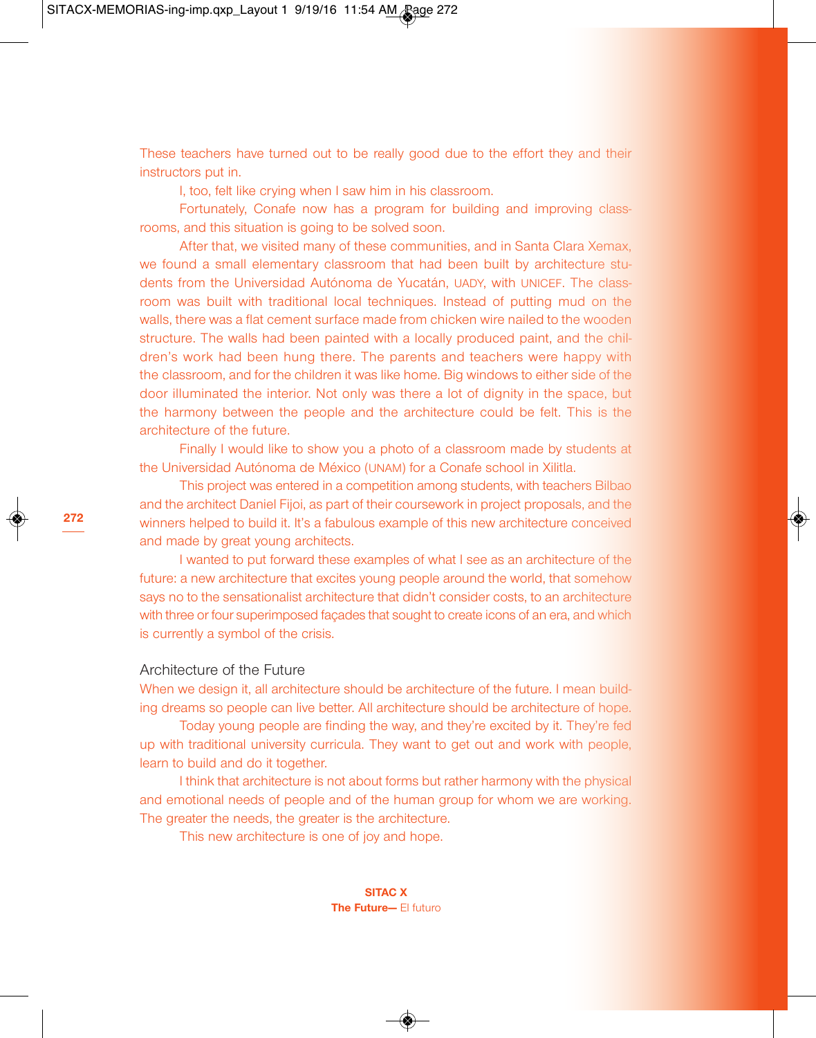These teachers have turned out to be really good due to the effort they and their instructors put in.

I, too, felt like crying when I saw him in his classroom.

Fortunately, Conafe now has a program for building and improving classrooms, and this situation is going to be solved soon.

After that, we visited many of these communities, and in Santa Clara Xemax, we found a small elementary classroom that had been built by architecture students from the Universidad Autónoma de Yucatán, UADY, with UNICEF. The classroom was built with traditional local techniques. Instead of putting mud on the walls, there was a flat cement surface made from chicken wire nailed to the wooden structure. The walls had been painted with a locally produced paint, and the children's work had been hung there. The parents and teachers were happy with the classroom, and for the children it was like home. Big windows to either side of the door illuminated the interior. Not only was there a lot of dignity in the space, but the harmony between the people and the architecture could be felt. This is the architecture of the future.

Finally I would like to show you a photo of a classroom made by students at the Universidad Autónoma de México (UNAM) for a Conafe school in Xilitla.

This project was entered in a competition among students, with teachers Bilbao and the architect Daniel Fijoi, as part of their coursework in project proposals, and the winners helped to build it. It's a fabulous example of this new architecture conceived and made by great young architects.

I wanted to put forward these examples of what I see as an architecture of the future: a new architecture that excites young people around the world, that somehow says no to the sensationalist architecture that didn't consider costs, to an architecture with three or four superimposed façades that sought to create icons of an era, and which is currently a symbol of the crisis.

## Architecture of the Future

When we design it, all architecture should be architecture of the future. I mean building dreams so people can live better. All architecture should be architecture of hope.

Today young people are finding the way, and they're excited by it. They're fed up with traditional university curricula. They want to get out and work with people, learn to build and do it together.

I think that architecture is not about forms but rather harmony with the physical and emotional needs of people and of the human group for whom we are working. The greater the needs, the greater is the architecture.

This new architecture is one of joy and hope.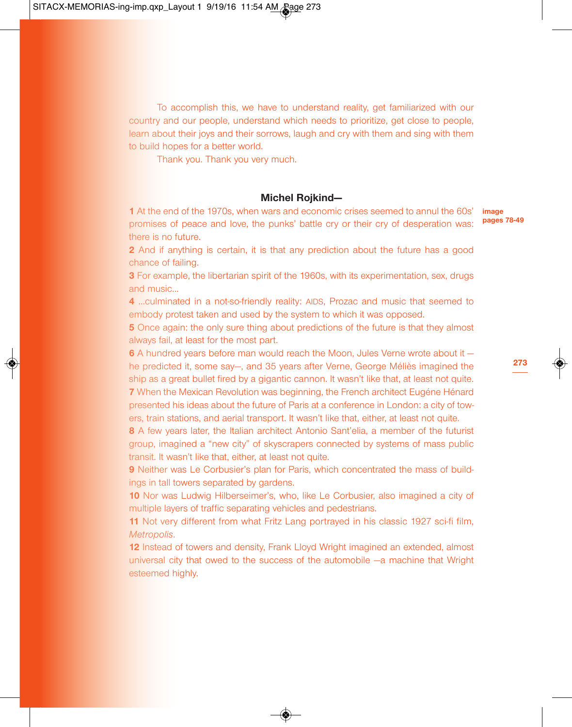To accomplish this, we have to understand reality, get familiarized with our country and our people, understand which needs to prioritize, get close to people, learn about their joys and their sorrows, laugh and cry with them and sing with them to build hopes for a better world.

Thank you. Thank you very much.

## Michel Rojkind—

**image pages 78-49**

**1** At the end of the 1970s, when wars and economic crises seemed to annul the 60s' promises of peace and love, the punks' battle cry or their cry of desperation was: there is no future.

**2** And if anything is certain, it is that any prediction about the future has a good chance of failing.

**3** For example, the libertarian spirit of the 1960s, with its experimentation, sex, drugs and music...

**4** ...culminated in a not-so-friendly reality: AIDS, Prozac and music that seemed to embody protest taken and used by the system to which it was opposed.

**5** Once again: the only sure thing about predictions of the future is that they almost always fail, at least for the most part.

**6** A hundred years before man would reach the Moon, Jules Verne wrote about it —he predicted it, some say—, and 35 years after Verne, George Méliès imagined the ship as a great bullet fired by a gigantic cannon. It wasn't like that, at least not quite.

**7** When the Mexican Revolution was beginning, the French architect Eugéne Hénard presented his ideas about the future of Paris at a conference in London: a city of towers, train stations, and aerial transport. It wasn't like that, either, at least not quite.

**8** A few years later, the Italian architect Antonio Sant'elia, a member of the futurist group, imagined a "new city" of skyscrapers connected by systems of mass public transit. It wasn't like that, either, at least not quite.

**9** Neither was Le Corbusier's plan for Paris, which concentrated the mass of buildings in tall towers separated by gardens.

**10** Nor was Ludwig Hilberseimer's, who, like Le Corbusier, also imagined a city of multiple layers of traffic separating vehicles and pedestrians.

**11** Not very different from what Fritz Lang portrayed in his classic 1927 sci-fi film, *Metropolis*.

**12** Instead of towers and density, Frank Lloyd Wright imagined an extended, almost universal city that owed to the success of the automobile —a machine that Wright esteemed highly.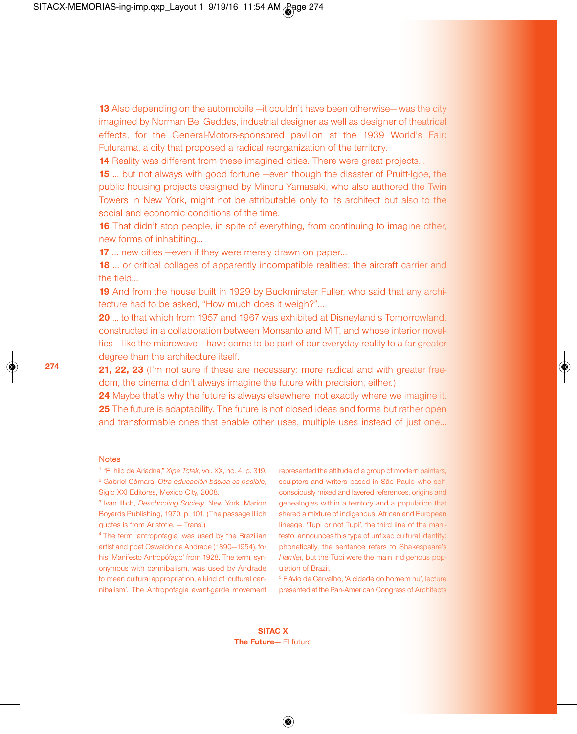**13** Also depending on the automobile —it couldn't have been otherwise— was the city imagined by Norman Bel Geddes, industrial designer as well as designer of theatrical effects, for the General-Motors-sponsored pavilion at the 1939 World's Fair: Futurama, a city that proposed a radical reorganization of the territory.

**14** Reality was different from these imagined cities. There were great projects...

**15** ... but not always with good fortune —even though the disaster of Pruitt-Igoe, the public housing projects designed by Minoru Yamasaki, who also authored the Twin Towers in New York, might not be attributable only to its architect but also to the social and economic conditions of the time.

**16** That didn't stop people, in spite of everything, from continuing to imagine other, new forms of inhabiting...

**17** ... new cities —even if they were merely drawn on paper...

**18** ... or critical collages of apparently incompatible realities: the aircraft carrier and the field...

**19** And from the house built in 1929 by Buckminster Fuller, who said that any architecture had to be asked, "How much does it weigh?"...

**20** ... to that which from 1957 and 1967 was exhibited at Disneyland's Tomorrowland, constructed in a collaboration between Monsanto and MIT, and whose interior novelties —like the microwave— have come to be part of our everyday reality to a far greater degree than the architecture itself.

**21, 22, 23** (I'm not sure if these are necessary: more radical and with greater freedom, the cinema didn't always imagine the future with precision, either.)

**24** Maybe that's why the future is always elsewhere, not exactly where we imagine it.

**25** The future is adaptability. The future is not closed ideas and forms but rather open and transformable ones that enable other uses, multiple uses instead of just one...

## Notes

[1] "El hilo de Ariadna," *Xipe Totek*, vol. XX, no. 4, p. 319.

[2] Gabriel Cámara, *Otra educación básica es posible*, Siglo XXI Editores, Mexico City, 2008.

[3] Iván Illich, *Deschooling Society*, New York, Marion Boyards Publishing, 1970, p. 101. (The passage Illich quotes is from Aristotle. — Trans.)

[4] The term 'antropofagia' was used by the Brazilian artist and poet Oswaldo de Andrade (1890—1954), for his 'Manifesto Antropófago' from 1928. The term, synonymous with cannibalism, was used by Andrade to mean cultural appropriation, a kind of 'cultural cannibalism'. The Antropofagia avant-garde movement represented the attitude of a group of modern painters, sculptors and writers based in São Paulo who self-consciously mixed and layered references, origins and genealogies within a territory and a population that shared a mixture of indigenous, African and European lineage. 'Tupi or not Tupi', the third line of the manifesto, announces this type of unfixed cultural identity: phonetically, the sentence refers to Shakespeare's *Hamlet*, but the Tupi were the main indigenous population of Brazil.

[5] Flávio de Carvalho, 'A cidade do homem nu', lecture presented at the Pan-American Congress of Architects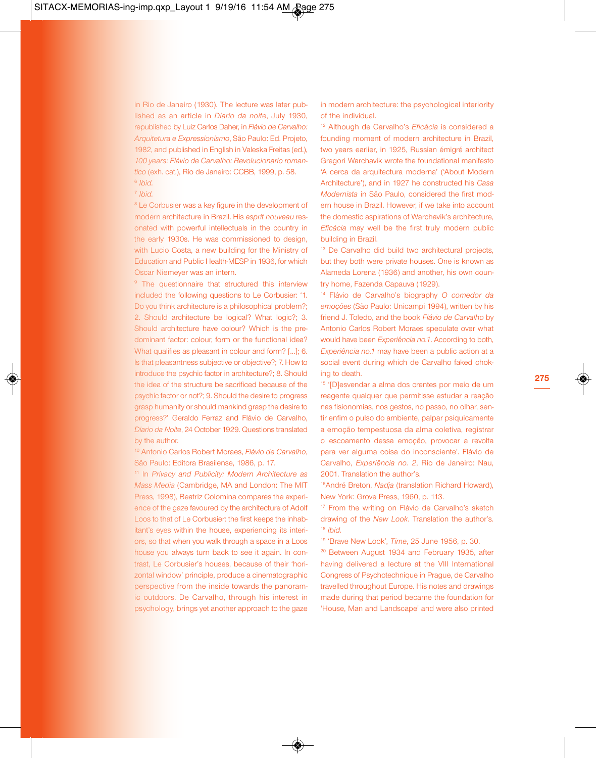in Rio de Janeiro (1930). The lecture was later published as an article in *Diario da noite*, July 1930, republished by Luiz Carlos Daher, in *Flávio de Carvalho: Arquitetura e Expressionismo*, São Paulo: Ed. Projeto, 1982, and published in English in Valeska Freitas (ed.), *100 years: Flávio de Carvalho: Revolucionario romantico* (exh. cat.), Río de Janeiro: CCBB, 1999, p. 58.

[6] *Ibid.*

[7] *Ibid.*

[8] Le Corbusier was a key figure in the development of modern architecture in Brazil. His *esprit nouveau* resonated with powerful intellectuals in the country in the early 1930s. He was commissioned to design, with Lucio Costa, a new building for the Ministry of Education and Public Health-MESP in 1936, for which Oscar Niemeyer was an intern.

[9] The questionnaire that structured this interview included the following questions to Le Corbusier: '1. Do you think architecture is a philosophical problem?; 2. Should architecture be logical? What logic?; 3. Should architecture have colour? Which is the predominant factor: colour, form or the functional idea? What qualifies as pleasant in colour and form? [...]; 6. Is that pleasantness subjective or objective?; 7. How to introduce the psychic factor in architecture?; 8. Should the idea of the structure be sacrificed because of the psychic factor or not?; 9. Should the desire to progress grasp humanity or should mankind grasp the desire to progress?' Geraldo Ferraz and Flávio de Carvalho, *Diario da Noite*, 24 October 1929. Questions translated by the author.

[10] Antonio Carlos Robert Moraes, *Flávio de Carvalho*, São Paulo: Editora Brasilense, 1986, p. 17.

[11] In *Privacy and Publicity: Modern Architecture as Mass Media* (Cambridge, MA and London: The MIT Press, 1998), Beatriz Colomina compares the experience of the gaze favoured by the architecture of Adolf Loos to that of Le Corbusier: the first keeps the inhabitant's eyes within the house, experiencing its interiors, so that when you walk through a space in a Loos house you always turn back to see it again. In contrast, Le Corbusier's houses, because of their 'horizontal window' principle, produce a cinematographic perspective from the inside towards the panoramic outdoors. De Carvalho, through his interest in psychology, brings yet another approach to the gaze in modern architecture: the psychological interiority of the individual.

[12] Although de Carvalho's *Eficácia* is considered a founding moment of modern architecture in Brazil, two years earlier, in 1925, Russian émigré architect Gregori Warchavik wrote the foundational manifesto 'A cerca da arquitectura moderna' ('About Modern Architecture'), and in 1927 he constructed his *Casa Modernista* in São Paulo, considered the first modern house in Brazil. However, if we take into account the domestic aspirations of Warchavik's architecture, *Eficácia* may well be the first truly modern public building in Brazil.

[13] De Carvalho did build two architectural projects, but they both were private houses. One is known as Alameda Lorena (1936) and another, his own country home, Fazenda Capauva (1929).

[14] Flávio de Carvalho's biography *O comedor da emoções* (São Paulo: Unicampi 1994), written by his friend J. Toledo, and the book *Flávio de Carvalho* by Antonio Carlos Robert Moraes speculate over what would have been *Experiência no.1*. According to both, *Experiência no.1* may have been a public action at a social event during which de Carvalho faked choking to death.

[15] '[D]esvendar a alma dos crentes por meio de um reagente qualquer que permitisse estudar a reação nas fisionomias, nos gestos, no passo, no olhar, sentir enfim o pulso do ambiente, palpar psíquicamente a emoção tempestuosa da alma coletiva, registrar o escoamento dessa emoção, provocar a revolta para ver alguma coisa do inconsciente'. Flávio de Carvalho, *Experiência no. 2*, Rio de Janeiro: Nau, 2001. Translation the author's.

[16] André Breton, *Nadja* (translation Richard Howard), New York: Grove Press, 1960, p. 113.

[17] From the writing on Flávio de Carvalho's sketch drawing of the *New Look*. Translation the author's.

[18] *Ibid.*

[19] 'Brave New Look', *Time*, 25 June 1956, p. 30.

[20] Between August 1934 and February 1935, after having delivered a lecture at the VIII International Congress of Psychotechnique in Prague, de Carvalho travelled throughout Europe. His notes and drawings made during that period became the foundation for 'House, Man and Landscape' and were also printed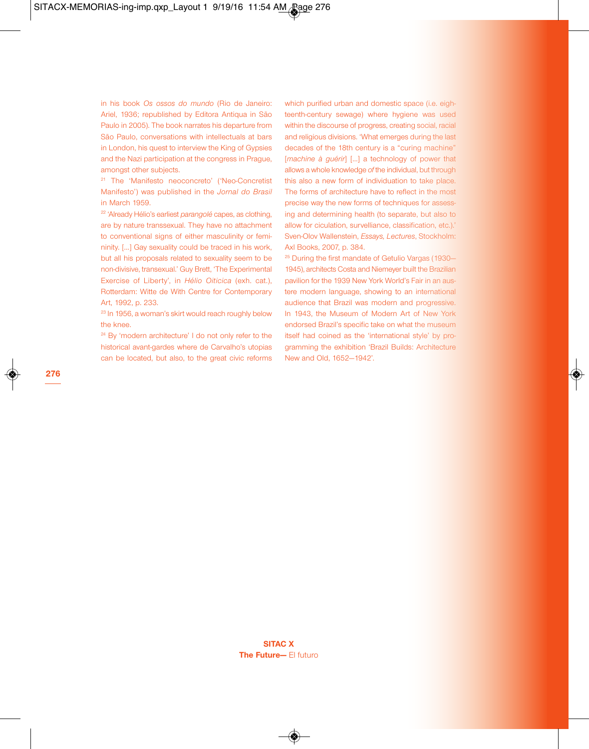in his book *Os ossos do mundo* (Rio de Janeiro: Ariel, 1936; republished by Editora Antiqua in São Paulo in 2005). The book narrates his departure from São Paulo, conversations with intellectuals at bars in London, his quest to interview the King of Gypsies and the Nazi participation at the congress in Prague, amongst other subjects.

[21] The 'Manifesto neoconcreto' ('Neo-Concretist Manifesto') was published in the *Jornal do Brasil* in March 1959.

[22] 'Already Hélio's earliest *parangolé* capes, as clothing, are by nature transsexual. They have no attachment to conventional signs of either masculinity or femininity. [...] Gay sexuality could be traced in his work, but all his proposals related to sexuality seem to be non-divisive, transexual.' Guy Brett, 'The Experimental Exercise of Liberty', in *Hélio Oiticica* (exh. cat.), Rotterdam: Witte de With Centre for Contemporary Art, 1992, p. 233.

[23] In 1956, a woman's skirt would reach roughly below the knee.

[24] By 'modern architecture' I do not only refer to the historical avant-gardes where de Carvalho's utopias can be located, but also, to the great civic reforms which purified urban and domestic space (i.e. eighteenth-century sewage) where hygiene was used within the discourse of progress, creating social, racial and religious divisions. 'What emerges during the last decades of the 18th century is a "curing machine" [*machine à guérir*] [...] a technology of power that allows a whole knowledge *of* the individual, but through this also a new form of individuation to take place. The forms of architecture have to reflect in the most precise way the new forms of techniques for assessing and determining health (to separate, but also to allow for ciculation, survelliance, classification, etc.).' Sven-Olov Wallenstein, *Essays, Lectures*, Stockholm: Axl Books, 2007, p. 384.

[25] During the first mandate of Getulio Vargas (1930–1945), architects Costa and Niemeyer built the Brazilian pavilion for the 1939 New York World's Fair in an austere modern language, showing to an international audience that Brazil was modern and progressive. In 1943, the Museum of Modern Art of New York endorsed Brazil's specific take on what the museum itself had coined as the 'international style' by programming the exhibition 'Brazil Builds: Architecture New and Old, 1652–1942'.